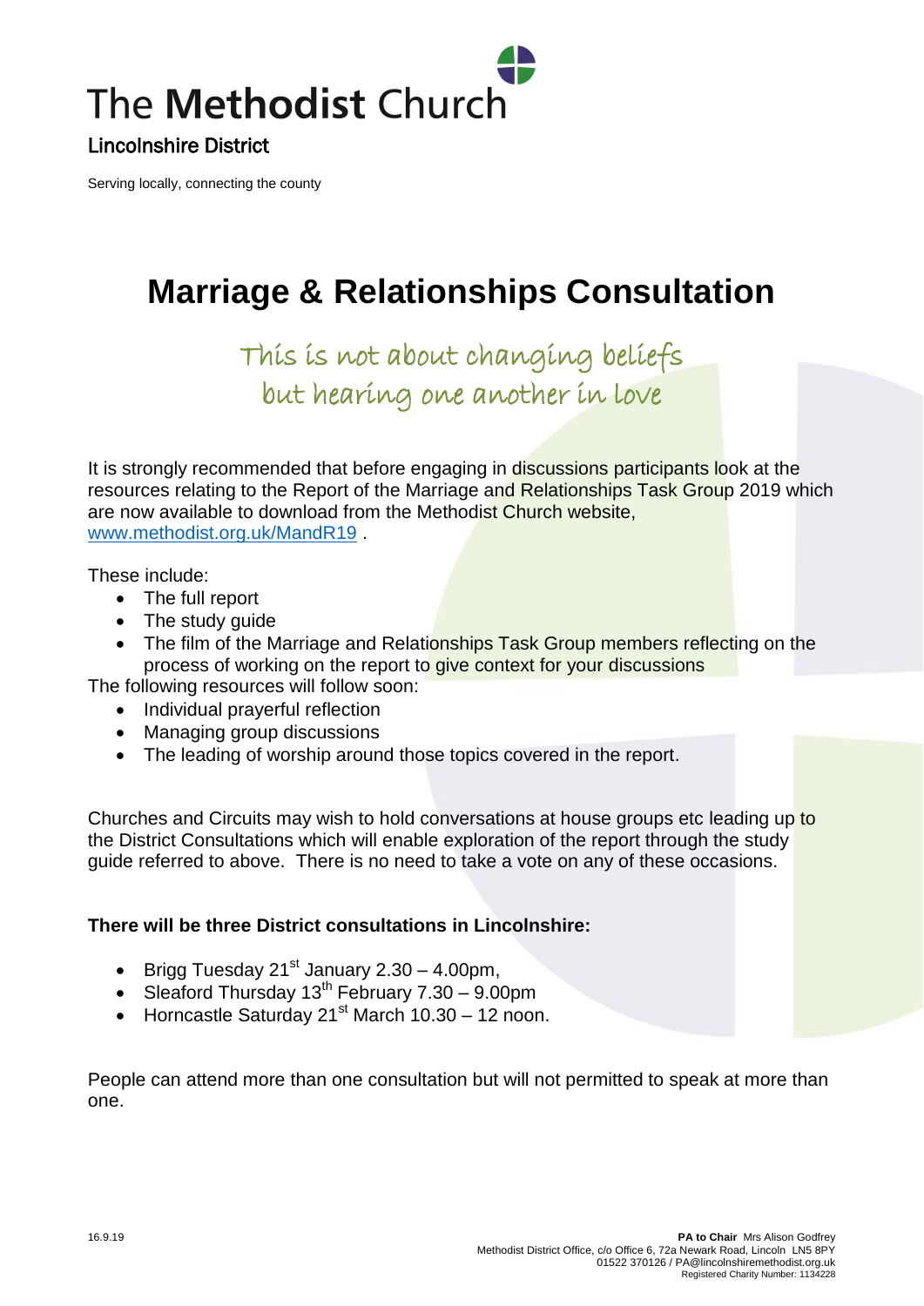# The Methodist Church

Lincolnshire District

Serving locally, connecting the county

# Marriage & Relationships Consultation

*This is not about changing beliefs but hearing one another in love*

It is strongly recommended that before engaging in discussions participants look at the resources relating to the Report of the Marriage and Relationships Task Group 2019 which are now available to download from the Methodist Church website, www.methodist.org.uk/MandR19 .

These include:

- The full report
- The study guide
- The film of the Marriage and Relationships Task Group members reflecting on the process of working on the report to give context for your discussions

The following resources will follow soon:

- Individual prayerful reflection
- Managing group discussions
- The leading of worship around those topics covered in the report.

Churches and Circuits may wish to hold conversations at house groups etc leading up to the District Consultations which will enable exploration of the report through the study guide referred to above. There is no need to take a vote on any of these occasions.

**There will be three District consultations in Lincolnshire:**

- Brigg Tuesday 21st January 2.30 – 4.00pm,
- Sleaford Thursday 13th February 7.30 – 9.00pm
- Horncastle Saturday 21st March 10.30 – 12 noon.

People can attend more than one consultation but will not permitted to speak at more than one.

16.9.19

**PA to Chair** Mrs Alison Godfrey
Methodist District Office, c/o Office 6, 72a Newark Road, Lincoln LN5 8PY
01522 370126 / PA@lincolnshiremethodist.org.uk
Registered Charity Number: 1134228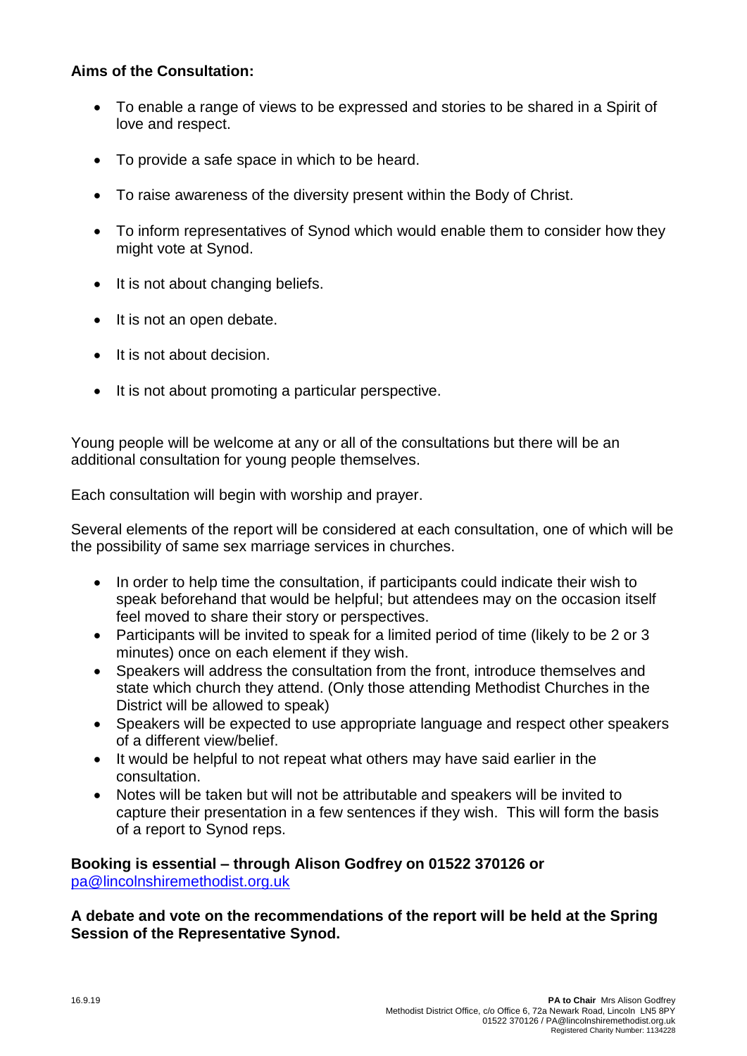**Aims of the Consultation:**

- To enable a range of views to be expressed and stories to be shared in a Spirit of love and respect.
- To provide a safe space in which to be heard.
- To raise awareness of the diversity present within the Body of Christ.
- To inform representatives of Synod which would enable them to consider how they might vote at Synod.
- It is not about changing beliefs.
- It is not an open debate.
- It is not about decision.
- It is not about promoting a particular perspective.

Young people will be welcome at any or all of the consultations but there will be an additional consultation for young people themselves.

Each consultation will begin with worship and prayer.

Several elements of the report will be considered at each consultation, one of which will be the possibility of same sex marriage services in churches.

- In order to help time the consultation, if participants could indicate their wish to speak beforehand that would be helpful; but attendees may on the occasion itself feel moved to share their story or perspectives.
- Participants will be invited to speak for a limited period of time (likely to be 2 or 3 minutes) once on each element if they wish.
- Speakers will address the consultation from the front, introduce themselves and state which church they attend. (Only those attending Methodist Churches in the District will be allowed to speak)
- Speakers will be expected to use appropriate language and respect other speakers of a different view/belief.
- It would be helpful to not repeat what others may have said earlier in the consultation.
- Notes will be taken but will not be attributable and speakers will be invited to capture their presentation in a few sentences if they wish. This will form the basis of a report to Synod reps.

**Booking is essential – through Alison Godfrey on 01522 370126 or** [pa@lincolnshiremethodist.org.uk](mailto:pa@lincolnshiremethodist.org.uk)

**A debate and vote on the recommendations of the report will be held at the Spring Session of the Representative Synod.**

16.9.19

**PA to Chair** Mrs Alison Godfrey
Methodist District Office, c/o Office 6, 72a Newark Road, Lincoln LN5 8PY
01522 370126 / PA@lincolnshiremethodist.org.uk
Registered Charity Number: 1134228